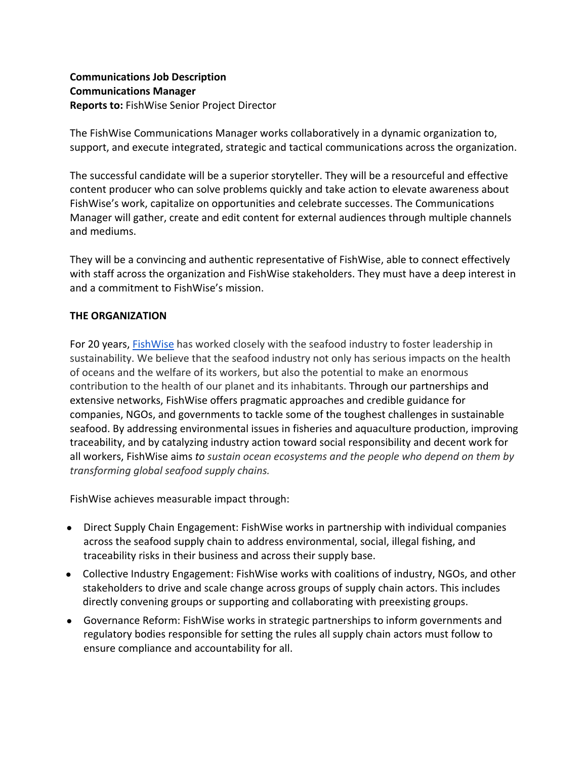**Communications Job Description**
**Communications Manager**
**Reports to:** FishWise Senior Project Director

The FishWise Communications Manager works collaboratively in a dynamic organization to, support, and execute integrated, strategic and tactical communications across the organization.

The successful candidate will be a superior storyteller. They will be a resourceful and effective content producer who can solve problems quickly and take action to elevate awareness about FishWise's work, capitalize on opportunities and celebrate successes. The Communications Manager will gather, create and edit content for external audiences through multiple channels and mediums.

They will be a convincing and authentic representative of FishWise, able to connect effectively with staff across the organization and FishWise stakeholders. They must have a deep interest in and a commitment to FishWise's mission.

## THE ORGANIZATION

For 20 years, FishWise has worked closely with the seafood industry to foster leadership in sustainability. We believe that the seafood industry not only has serious impacts on the health of oceans and the welfare of its workers, but also the potential to make an enormous contribution to the health of our planet and its inhabitants. Through our partnerships and extensive networks, FishWise offers pragmatic approaches and credible guidance for companies, NGOs, and governments to tackle some of the toughest challenges in sustainable seafood. By addressing environmental issues in fisheries and aquaculture production, improving traceability, and by catalyzing industry action toward social responsibility and decent work for all workers, FishWise aims *to sustain ocean ecosystems and the people who depend on them by transforming global seafood supply chains.*

FishWise achieves measurable impact through:

- Direct Supply Chain Engagement: FishWise works in partnership with individual companies across the seafood supply chain to address environmental, social, illegal fishing, and traceability risks in their business and across their supply base.
- Collective Industry Engagement: FishWise works with coalitions of industry, NGOs, and other stakeholders to drive and scale change across groups of supply chain actors. This includes directly convening groups or supporting and collaborating with preexisting groups.
- Governance Reform: FishWise works in strategic partnerships to inform governments and regulatory bodies responsible for setting the rules all supply chain actors must follow to ensure compliance and accountability for all.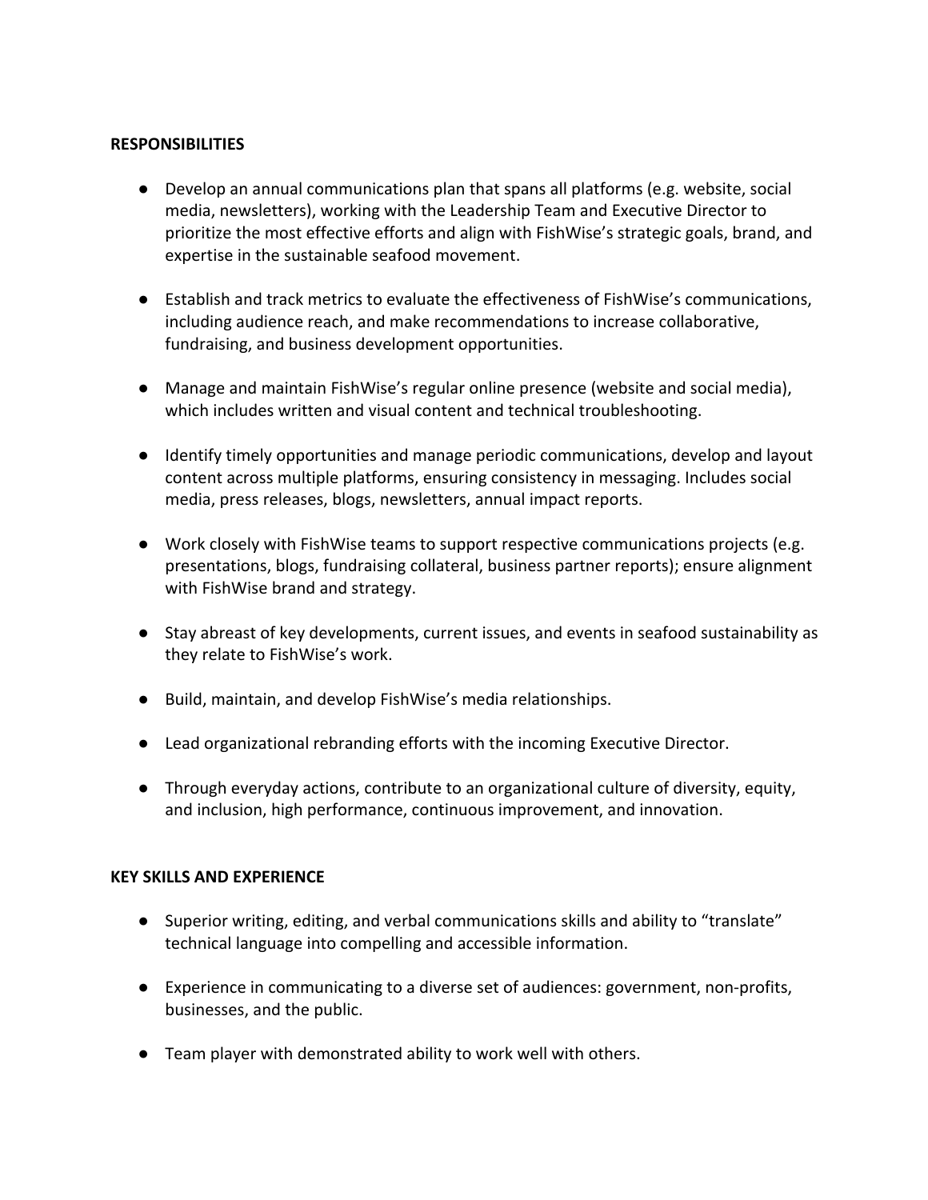**RESPONSIBILITIES**

- Develop an annual communications plan that spans all platforms (e.g. website, social media, newsletters), working with the Leadership Team and Executive Director to prioritize the most effective efforts and align with FishWise's strategic goals, brand, and expertise in the sustainable seafood movement.

- Establish and track metrics to evaluate the effectiveness of FishWise's communications, including audience reach, and make recommendations to increase collaborative, fundraising, and business development opportunities.

- Manage and maintain FishWise's regular online presence (website and social media), which includes written and visual content and technical troubleshooting.

- Identify timely opportunities and manage periodic communications, develop and layout content across multiple platforms, ensuring consistency in messaging. Includes social media, press releases, blogs, newsletters, annual impact reports.

- Work closely with FishWise teams to support respective communications projects (e.g. presentations, blogs, fundraising collateral, business partner reports); ensure alignment with FishWise brand and strategy.

- Stay abreast of key developments, current issues, and events in seafood sustainability as they relate to FishWise's work.

- Build, maintain, and develop FishWise's media relationships.

- Lead organizational rebranding efforts with the incoming Executive Director.

- Through everyday actions, contribute to an organizational culture of diversity, equity, and inclusion, high performance, continuous improvement, and innovation.

**KEY SKILLS AND EXPERIENCE**

- Superior writing, editing, and verbal communications skills and ability to "translate" technical language into compelling and accessible information.

- Experience in communicating to a diverse set of audiences: government, non-profits, businesses, and the public.

- Team player with demonstrated ability to work well with others.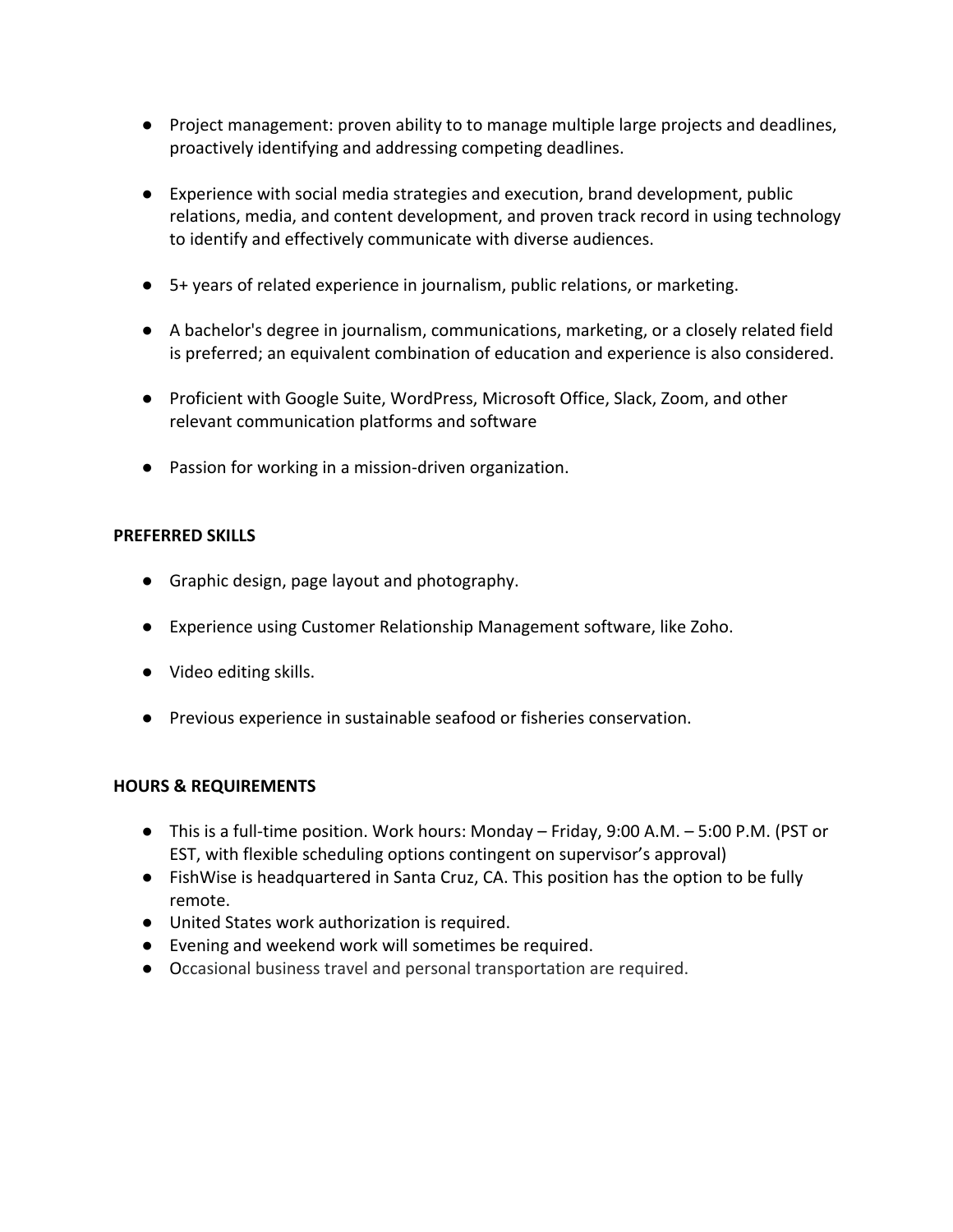- Project management: proven ability to to manage multiple large projects and deadlines, proactively identifying and addressing competing deadlines.

- Experience with social media strategies and execution, brand development, public relations, media, and content development, and proven track record in using technology to identify and effectively communicate with diverse audiences.

- 5+ years of related experience in journalism, public relations, or marketing.

- A bachelor's degree in journalism, communications, marketing, or a closely related field is preferred; an equivalent combination of education and experience is also considered.

- Proficient with Google Suite, WordPress, Microsoft Office, Slack, Zoom, and other relevant communication platforms and software

- Passion for working in a mission-driven organization.

**PREFERRED SKILLS**

- Graphic design, page layout and photography.

- Experience using Customer Relationship Management software, like Zoho.

- Video editing skills.

- Previous experience in sustainable seafood or fisheries conservation.

**HOURS & REQUIREMENTS**

- This is a full-time position. Work hours: Monday – Friday, 9:00 A.M. – 5:00 P.M. (PST or EST, with flexible scheduling options contingent on supervisor's approval)
- FishWise is headquartered in Santa Cruz, CA. This position has the option to be fully remote.
- United States work authorization is required.
- Evening and weekend work will sometimes be required.
- Occasional business travel and personal transportation are required.